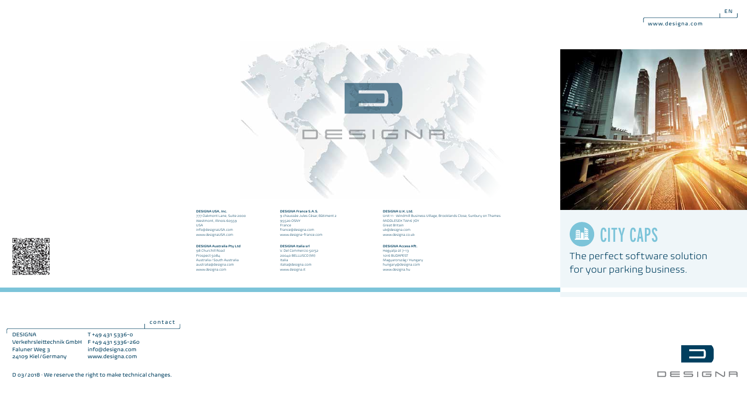EN

www.designa.com

# CITY CAPS

The perfect software solution for your parking business.

**DESIGNA USA, Inc.**
777 Oakmont Lane, Suite 2000
Westmont, Illinois 60559
USA
info@designaUSA.com
www.designaUSA.com

**DESIGNA Australia Pty Ltd**
98 Churchill Road
Prospect 5084
Australia / South Australia
australia@designa.com
www.designa.com

**DESIGNA France S.A.S.**
9 chaussée Jules César, Bâtiment 2
95520 OSNY
France
france@designa.com
www.designa-france.com

**DESIGNA Italia srl**
V. Del Commercio 50/52
20040 BELLUSCO (MI)
Italia
italia@designa.com
www.designa.it

**DESIGNA U.K. Ltd.**
Unit 11 · Windmill Business Village, Brooklands Close, Sunbury on Thames
MIDDLESEX TW16 7DY
Great Britain
uk@designa.com
www.designa.co.uk

**DESIGNA Access Kft.**
Hegyalja út 7-13
1016 BUDAPEST
Magyarország / Hungary
hungary@designa.com
www.designa.hu

contact

DESIGNA
Verkehrsleittechnik GmbH
Faluner Weg 3
24109 Kiel / Germany

T +49 431 5336-0
F +49 431 5336-260
info@designa.com
www.designa.com

D 03 / 2018 · We reserve the right to make technical changes.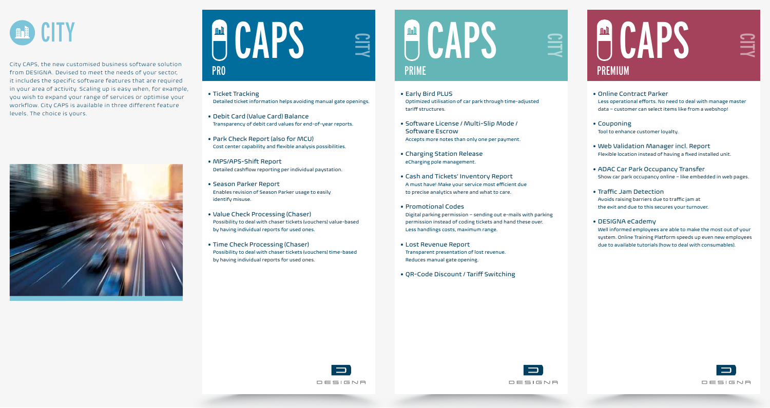# CITY

City CAPS, the new customised business software solution from DESIGNA. Devised to meet the needs of your sector, it includes the specific software features that are required in your area of activity. Scaling up is easy when, for example, you wish to expand your range of services or optimise your workflow. City CAPS is available in three different feature levels. The choice is yours.

## CAPS PRO

CITY

- Ticket Tracking
  Detailed ticket information helps avoiding manual gate openings.
- Debit Card (Value Card) Balance
  Transparency of debit card values for end-of-year reports.
- Park Check Report (also for MCU)
  Cost center capability and flexible analysis possibilities.
- MPS/APS-Shift Report
  Detailed cashflow reporting per individual paystation.
- Season Parker Report
  Enables revision of Season Parker usage to easily identify misuse.
- Value Check Processing (Chaser)
  Possibility to deal with chaser tickets (vouchers) value-based by having individual reports for used ones.
- Time Check Processing (Chaser)
  Possibility to deal with chaser tickets (vouchers) time-based by having individual reports for used ones.

DESIGNA

## CAPS PRIME

CITY

- Early Bird PLUS
  Optimized utilisation of car park through time-adjusted tariff structures.
- Software License / Multi-Slip Mode / Software Escrow
  Accepts more notes than only one per payment.
- Charging Station Release
  eCharging pole management.
- Cash and Tickets' Inventory Report
  A must have! Make your service most efficient due to precise analytics where and what to care.
- Promotional Codes
  Digital parking permission – sending out e-mails with parking permission instead of coding tickets and hand these over. Less handlings costs, maximum range.
- Lost Revenue Report
  Transparent presentation of lost revenue. Reduces manual gate opening.
- QR-Code Discount / Tariff Switching

DESIGNA

## CAPS PREMIUM

CITY

- Online Contract Parker
  Less operational efforts. No need to deal with manage master data – customer can select items like from a webshop!
- Couponing
  Tool to enhance customer loyalty.
- Web Validation Manager incl. Report
  Flexible location instead of having a fixed installed unit.
- ADAC Car Park Occupancy Transfer
  Show car park occupancy online – like embedded in web pages.
- Traffic Jam Detection
  Avoids raising barriers due to traffic jam at the exit and due to this secures your turnover.
- DESIGNA eCademy
  Well informed employees are able to make the most out of your system. Online Training Platform speeds up even new employees due to available tutorials (how to deal with consumables).

DESIGNA